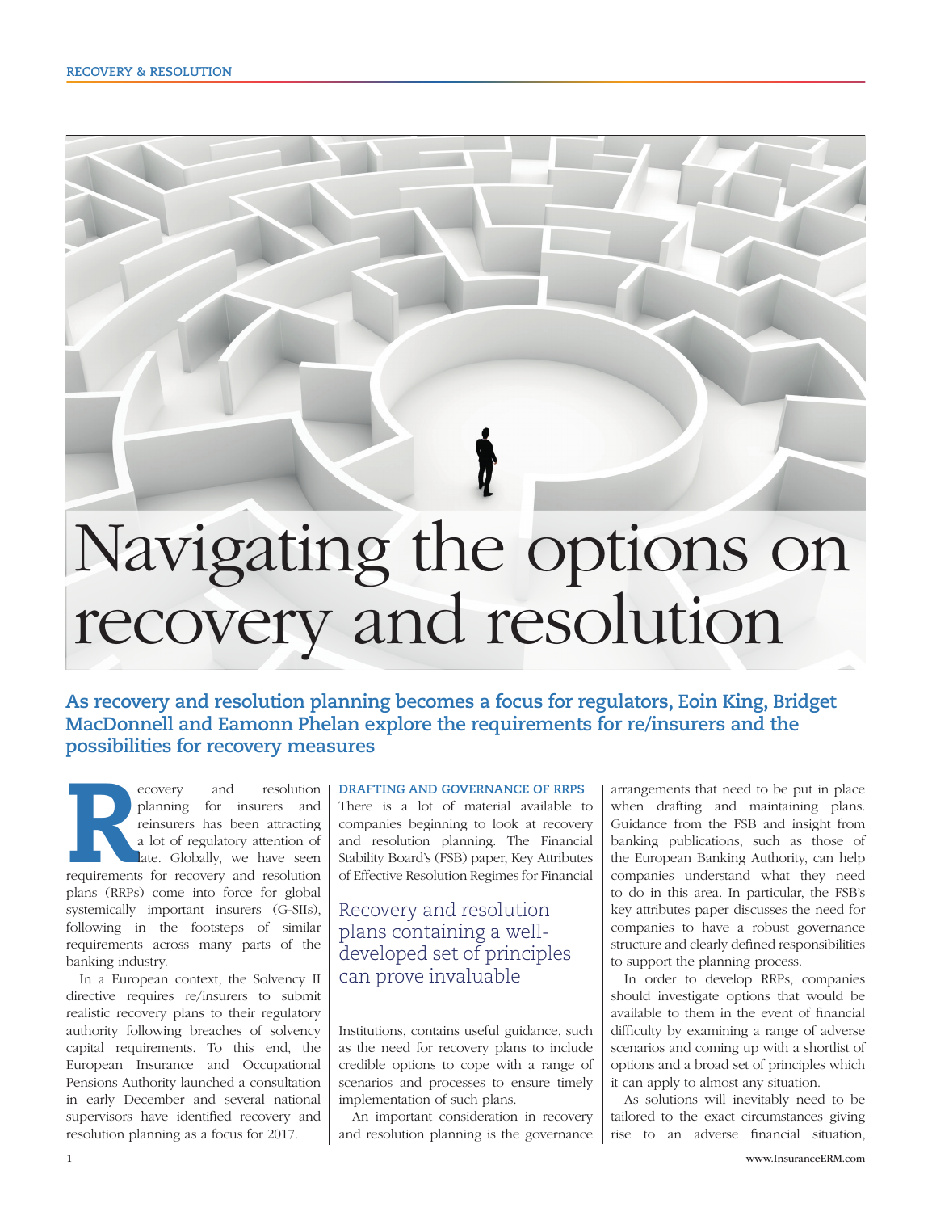# Navigating the options on recovery and resolution

**As recovery and resolution planning becomes a focus for regulators, Eoin King, Bridget MacDonnell and Eamonn Phelan explore the requirements for re/insurers and the possibilities for recovery measures**

Recovery and resolution planning for insurers and reinsurers has been attracting a lot of regulatory attention of late. Globally, we have seen requirements for recovery and resolution plans (RRPs) come into force for global systemically important insurers (G-SIIs), following in the footsteps of similar requirements across many parts of the banking industry.

In a European context, the Solvency II directive requires re/insurers to submit realistic recovery plans to their regulatory authority following breaches of solvency capital requirements. To this end, the European Insurance and Occupational Pensions Authority launched a consultation in early December and several national supervisors have identified recovery and resolution planning as a focus for 2017.

## DRAFTING AND GOVERNANCE OF RRPS

There is a lot of material available to companies beginning to look at recovery and resolution planning. The Financial Stability Board's (FSB) paper, Key Attributes of Effective Resolution Regimes for Financial Institutions, contains useful guidance, such as the need for recovery plans to include credible options to cope with a range of scenarios and processes to ensure timely implementation of such plans.

> Recovery and resolution plans containing a well-developed set of principles can prove invaluable

An important consideration in recovery and resolution planning is the governance arrangements that need to be put in place when drafting and maintaining plans. Guidance from the FSB and insight from banking publications, such as those of the European Banking Authority, can help companies understand what they need to do in this area. In particular, the FSB's key attributes paper discusses the need for companies to have a robust governance structure and clearly defined responsibilities to support the planning process.

In order to develop RRPs, companies should investigate options that would be available to them in the event of financial difficulty by examining a range of adverse scenarios and coming up with a shortlist of options and a broad set of principles which it can apply to almost any situation.

As solutions will inevitably need to be tailored to the exact circumstances giving rise to an adverse financial situation,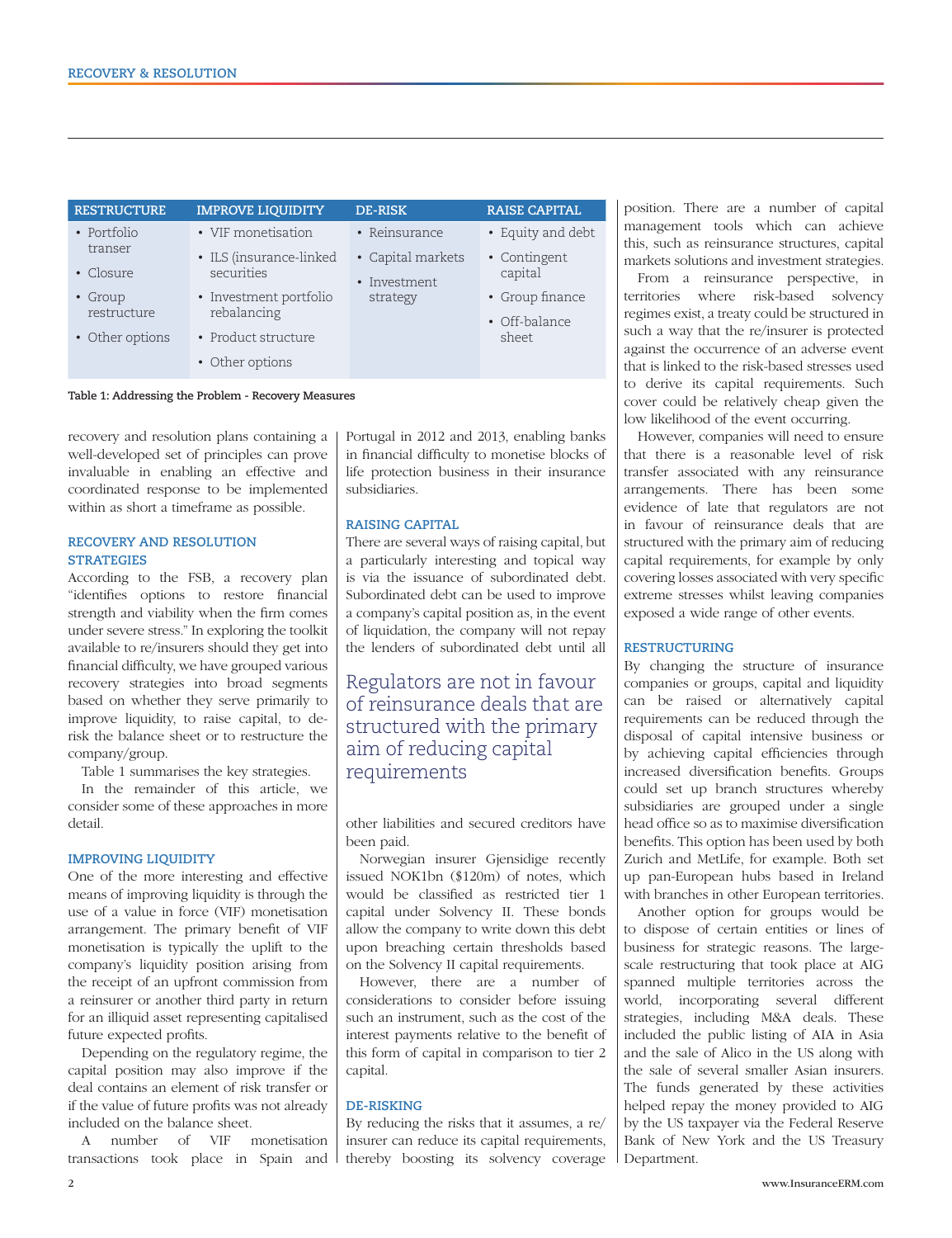| RESTRUCTURE | IMPROVE LIQUIDITY | DE-RISK | RAISE CAPITAL |
|---|---|---|---|
| • Portfolio transer<br>• Closure<br>• Group restructure<br>• Other options | • VIF monetisation<br>• ILS (insurance-linked securities<br>• Investment portfolio rebalancing<br>• Product structure<br>• Other options | • Reinsurance<br>• Capital markets<br>• Investment strategy | • Equity and debt<br>• Contingent capital<br>• Group finance<br>• Off-balance sheet |

**Table 1: Addressing the Problem - Recovery Measures**

recovery and resolution plans containing a well-developed set of principles can prove invaluable in enabling an effective and coordinated response to be implemented within as short a timeframe as possible.

### RECOVERY AND RESOLUTION STRATEGIES

According to the FSB, a recovery plan "identifies options to restore financial strength and viability when the firm comes under severe stress." In exploring the toolkit available to re/insurers should they get into financial difficulty, we have grouped various recovery strategies into broad segments based on whether they serve primarily to improve liquidity, to raise capital, to de-risk the balance sheet or to restructure the company/group.

Table 1 summarises the key strategies.

In the remainder of this article, we consider some of these approaches in more detail.

### IMPROVING LIQUIDITY

One of the more interesting and effective means of improving liquidity is through the use of a value in force (VIF) monetisation arrangement. The primary benefit of VIF monetisation is typically the uplift to the company's liquidity position arising from the receipt of an upfront commission from a reinsurer or another third party in return for an illiquid asset representing capitalised future expected profits.

Depending on the regulatory regime, the capital position may also improve if the deal contains an element of risk transfer or if the value of future profits was not already included on the balance sheet.

A number of VIF monetisation transactions took place in Spain and Portugal in 2012 and 2013, enabling banks in financial difficulty to monetise blocks of life protection business in their insurance subsidiaries.

### RAISING CAPITAL

There are several ways of raising capital, but a particularly interesting and topical way is via the issuance of subordinated debt. Subordinated debt can be used to improve a company's capital position as, in the event of liquidation, the company will not repay the lenders of subordinated debt until all other liabilities and secured creditors have been paid.

> Regulators are not in favour of reinsurance deals that are structured with the primary aim of reducing capital requirements

Norwegian insurer Gjensidige recently issued NOK1bn ($120m) of notes, which would be classified as restricted tier 1 capital under Solvency II. These bonds allow the company to write down this debt upon breaching certain thresholds based on the Solvency II capital requirements.

However, there are a number of considerations to consider before issuing such an instrument, such as the cost of the interest payments relative to the benefit of this form of capital in comparison to tier 2 capital.

### DE-RISKING

By reducing the risks that it assumes, a re/insurer can reduce its capital requirements, thereby boosting its solvency coverage position. There are a number of capital management tools which can achieve this, such as reinsurance structures, capital markets solutions and investment strategies.

From a reinsurance perspective, in territories where risk-based solvency regimes exist, a treaty could be structured in such a way that the re/insurer is protected against the occurrence of an adverse event that is linked to the risk-based stresses used to derive its capital requirements. Such cover could be relatively cheap given the low likelihood of the event occurring.

However, companies will need to ensure that there is a reasonable level of risk transfer associated with any reinsurance arrangements. There has been some evidence of late that regulators are not in favour of reinsurance deals that are structured with the primary aim of reducing capital requirements, for example by only covering losses associated with very specific extreme stresses whilst leaving companies exposed a wide range of other events.

### RESTRUCTURING

By changing the structure of insurance companies or groups, capital and liquidity can be raised or alternatively capital requirements can be reduced through the disposal of capital intensive business or by achieving capital efficiencies through increased diversification benefits. Groups could set up branch structures whereby subsidiaries are grouped under a single head office so as to maximise diversification benefits. This option has been used by both Zurich and MetLife, for example. Both set up pan-European hubs based in Ireland with branches in other European territories.

Another option for groups would be to dispose of certain entities or lines of business for strategic reasons. The large-scale restructuring that took place at AIG spanned multiple territories across the world, incorporating several different strategies, including M&A deals. These included the public listing of AIA in Asia and the sale of Alico in the US along with the sale of several smaller Asian insurers. The funds generated by these activities helped repay the money provided to AIG by the US taxpayer via the Federal Reserve Bank of New York and the US Treasury Department.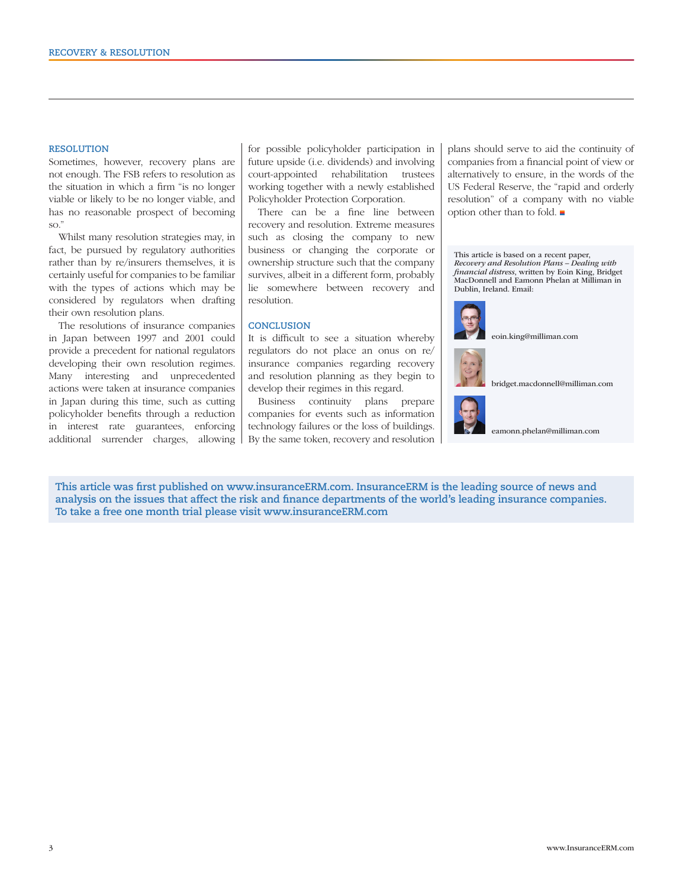## RESOLUTION

Sometimes, however, recovery plans are not enough. The FSB refers to resolution as the situation in which a firm "is no longer viable or likely to be no longer viable, and has no reasonable prospect of becoming so."

Whilst many resolution strategies may, in fact, be pursued by regulatory authorities rather than by re/insurers themselves, it is certainly useful for companies to be familiar with the types of actions which may be considered by regulators when drafting their own resolution plans.

The resolutions of insurance companies in Japan between 1997 and 2001 could provide a precedent for national regulators developing their own resolution regimes. Many interesting and unprecedented actions were taken at insurance companies in Japan during this time, such as cutting policyholder benefits through a reduction in interest rate guarantees, enforcing additional surrender charges, allowing for possible policyholder participation in future upside (i.e. dividends) and involving court-appointed rehabilitation trustees working together with a newly established Policyholder Protection Corporation.

There can be a fine line between recovery and resolution. Extreme measures such as closing the company to new business or changing the corporate or ownership structure such that the company survives, albeit in a different form, probably lie somewhere between recovery and resolution.

## CONCLUSION

It is difficult to see a situation whereby regulators do not place an onus on re/insurance companies regarding recovery and resolution planning as they begin to develop their regimes in this regard.

Business continuity plans prepare companies for events such as information technology failures or the loss of buildings. By the same token, recovery and resolution plans should serve to aid the continuity of companies from a financial point of view or alternatively to ensure, in the words of the US Federal Reserve, the "rapid and orderly resolution" of a company with no viable option other than to fold.

This article is based on a recent paper, *Recovery and Resolution Plans – Dealing with financial distress*, written by Eoin King, Bridget MacDonnell and Eamonn Phelan at Milliman in Dublin, Ireland. Email:

eoin.king@milliman.com

bridget.macdonnell@milliman.com

eamonn.phelan@milliman.com

**This article was first published on www.insuranceERM.com. InsuranceERM is the leading source of news and analysis on the issues that affect the risk and finance departments of the world's leading insurance companies. To take a free one month trial please visit www.insuranceERM.com**